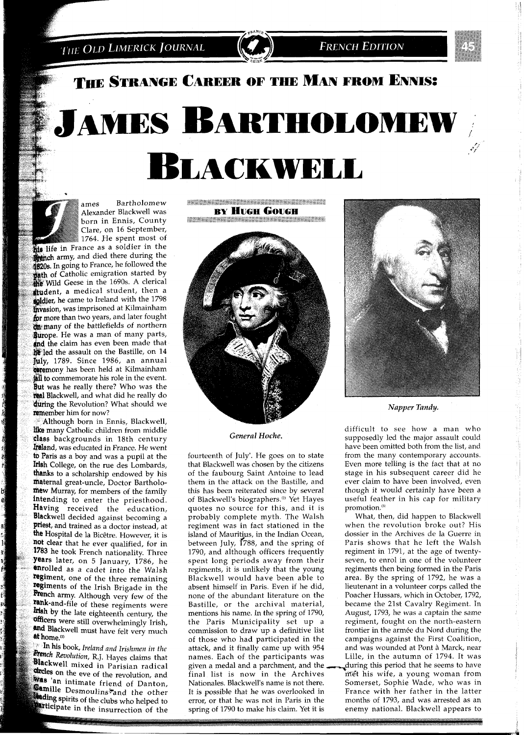# The Strange Career of the Man from Ennis:

# James Bartholomew Blackwell

### By Hugh Gough

James Bartholomew Alexander Blackwell was born in Ennis, County Clare, on 16 September, 1764. He spent most of his life in France as a soldier in the French army, and died there during the 1820s. In going to France, he followed the path of Catholic emigration started by the Wild Geese in the 1690s. A clerical student, a medical student, then a soldier, he came to Ireland with the 1798 invasion, was imprisoned at Kilmainham for more than two years, and later fought on many of the battlefields of northern Europe. He was a man of many parts, and the claim has even been made that he led the assault on the Bastille, on 14 July, 1789. Since 1986, an annual ceremony has been held at Kilmainham jail to commemorate his role in the event. But was he really there? Who was the real Blackwell, and what did he really do during the Revolution? What should we remember him for now?

Although born in Ennis, Blackwell, like many Catholic children from middle class backgrounds in 18th century Ireland, was educated in France. He went to Paris as a boy and was a pupil at the Irish College, on the rue des Lombards, thanks to a scholarship endowed by his maternal great-uncle, Doctor Bartholomew Murray, for members of the family intending to enter the priesthood. Having received the education, Blackwell decided against becoming a priest, and trained as a doctor instead, at the Hospital de la Bicêtre. However, it is not clear that he ever qualified, for in 1783 he took French nationality. Three years later, on 5 January, 1786, he enrolled as a cadet into the Walsh regiment, one of the three remaining regiments of the Irish Brigade in the French army. Although very few of the rank-and-file of these regiments were Irish by the late eighteenth century, the officers were still overwhelmingly Irish, and Blackwell must have felt very much at home.[1]

In his book, *Ireland and Irishmen in the French Revolution*, R.J. Hayes claims that Blackwell mixed in Parisian radical circles on the eve of the revolution, and was 'an intimate friend of Danton, Camille Desmoulins and the other leading spirits of the clubs who helped to participate in the insurrection of the fourteenth of July'. He goes on to state that Blackwell was chosen by the citizens of the faubourg Saint Antoine to lead them in the attack on the Bastille, and this has been reiterated since by several of Blackwell's biographers.[2] Yet Hayes quotes no source for this, and it is probably complete myth. The Walsh regiment was in fact stationed in the island of Mauritius, in the Indian Ocean, between July, 1788, and the spring of 1790, and although officers frequently spent long periods away from their regiments, it is unlikely that the young Blackwell would have been able to absent himself in Paris. Even if he did, none of the abundant literature on the Bastille, or the archival material, mentions his name. In the spring of 1790, the Paris Municipality set up a commission to draw up a definitive list of those who had participated in the attack, and it finally came up with 954 names. Each of the participants was given a medal and a parchment, and the final list is now in the Archives Nationales. Blackwell's name is not there. It is possible that he was overlooked in error, or that he was not in Paris in the spring of 1790 to make his claim. Yet it is difficult to see how a man who supposedly led the major assault could have been omitted both from the list, and from the many contemporary accounts. Even more telling is the fact that at no stage in his subsequent career did he ever claim to have been involved, even though it would certainly have been a useful feather in his cap for military promotion.[3]

*General Hoche.*

*Napper Tandy.*

What, then, did happen to Blackwell when the revolution broke out? His dossier in the Archives de la Guerre in Paris shows that he left the Walsh regiment in 1791, at the age of twenty-seven, to enrol in one of the volunteer regiments then being formed in the Paris area. By the spring of 1792, he was a lieutenant in a volunteer corps called the Poacher Hussars, which in October, 1792, became the 21st Cavalry Regiment. In August, 1793, he was a captain the same regiment, fought on the north-eastern frontier in the armée du Nord during the campaigns against the First Coalition, and was wounded at Pont à Marck, near Lille, in the autumn of 1794. It was during this period that he seems to have met his wife, a young woman from Somerset, Sophie Wade, who was in France with her father in the latter months of 1793, and was arrested as an enemy national. Blackwell appears to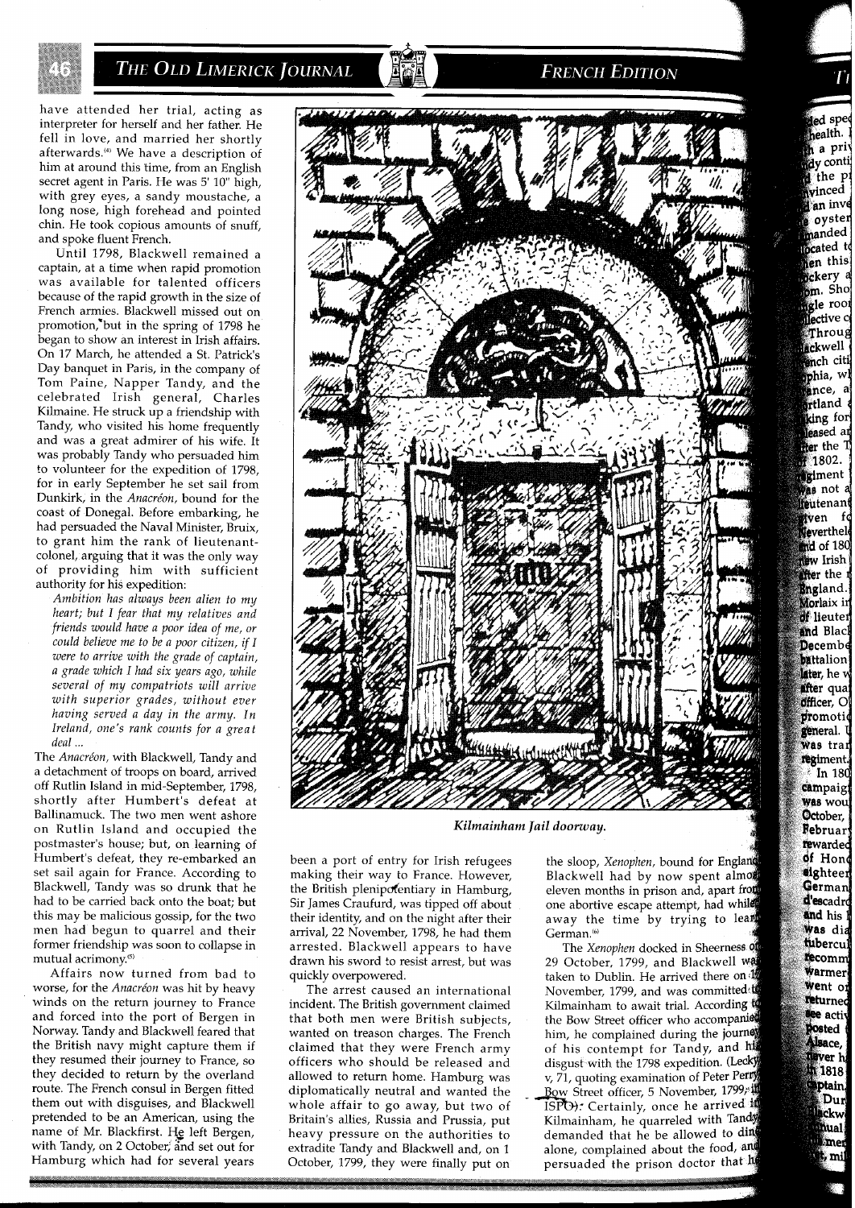have attended her trial, acting as interpreter for herself and her father. He fell in love, and married her shortly afterwards.[4] We have a description of him at around this time, from an English secret agent in Paris. He was 5' 10" high, with grey eyes, a sandy moustache, a long nose, high forehead and pointed chin. He took copious amounts of snuff, and spoke fluent French.

Until 1798, Blackwell remained a captain, at a time when rapid promotion was available for talented officers because of the rapid growth in the size of French armies. Blackwell missed out on promotion, but in the spring of 1798 he began to show an interest in Irish affairs. On 17 March, he attended a St. Patrick's Day banquet in Paris, in the company of Tom Paine, Napper Tandy, and the celebrated Irish general, Charles Kilmaine. He struck up a friendship with Tandy, who visited his home frequently and was a great admirer of his wife. It was probably Tandy who persuaded him to volunteer for the expedition of 1798, for in early September he set sail from Dunkirk, in the *Anacréon*, bound for the coast of Donegal. Before embarking, he had persuaded the Naval Minister, Bruix, to grant him the rank of lieutenant-colonel, arguing that it was the only way of providing him with sufficient authority for his expedition:

> *Ambition has always been alien to my heart; but I fear that my relatives and friends would have a poor idea of me, or could believe me to be a poor citizen, if I were to arrive with the grade of captain, a grade which I had six years ago, while several of my compatriots will arrive with superior grades, without ever having served a day in the army. In Ireland, one's rank counts for a great deal ...*

The *Anacréon*, with Blackwell, Tandy and a detachment of troops on board, arrived off Rutlin Island in mid-September, 1798, shortly after Humbert's defeat at Ballinamuck. The two men went ashore on Rutlin Island and occupied the postmaster's house; but, on learning of Humbert's defeat, they re-embarked an set sail again for France. According to Blackwell, Tandy was so drunk that he had to be carried back onto the boat; but this may be malicious gossip, for the two men had begun to quarrel and their former friendship was soon to collapse in mutual acrimony.[5]

Affairs now turned from bad to worse, for the *Anacréon* was hit by heavy winds on the return journey to France and forced into the port of Bergen in Norway. Tandy and Blackwell feared that the British navy might capture them if they resumed their journey to France, so they decided to return by the overland route. The French consul in Bergen fitted them out with disguises, and Blackwell pretended to be an American, using the name of Mr. Blackfirst. He left Bergen, with Tandy, on 2 October, and set out for Hamburg which had for several years been a port of entry for Irish refugees making their way to France. However, the British plenipotentiary in Hamburg, Sir James Craufurd, was tipped off about their identity, and on the night after their arrival, 22 November, 1798, he had them arrested. Blackwell appears to have drawn his sword to resist arrest, but was quickly overpowered.

*Kilmainham Jail doorway.*

The arrest caused an international incident. The British government claimed that both men were British subjects, wanted on treason charges. The French claimed that they were French army officers who should be released and allowed to return home. Hamburg was diplomatically neutral and wanted the whole affair to go away, but two of Britain's allies, Russia and Prussia, put heavy pressure on the authorities to extradite Tandy and Blackwell and, on 1 October, 1799, they were finally put on the sloop, *Xenophon*, bound for England. Blackwell had by now spent almost eleven months in prison and, apart from one abortive escape attempt, had whiled away the time by trying to learn German.[6]

The *Xenophon* docked in Sheerness on 29 October, 1799, and Blackwell was taken to Dublin. He arrived there on 1[?] November, 1799, and was committed to Kilmainham to await trial. According to the Bow Street officer who accompanied him, he complained during the journey of his contempt for Tandy, and his disgust with the 1798 expedition. (Lecky v, 71, quoting examination of Peter Perry, Bow Street officer, 5 November, 1799, in ISPO). Certainly, once he arrived in Kilmainham, he quarreled with Tandy, demanded that he be allowed to dine alone, complained about the food, and persuaded the prison doctor that he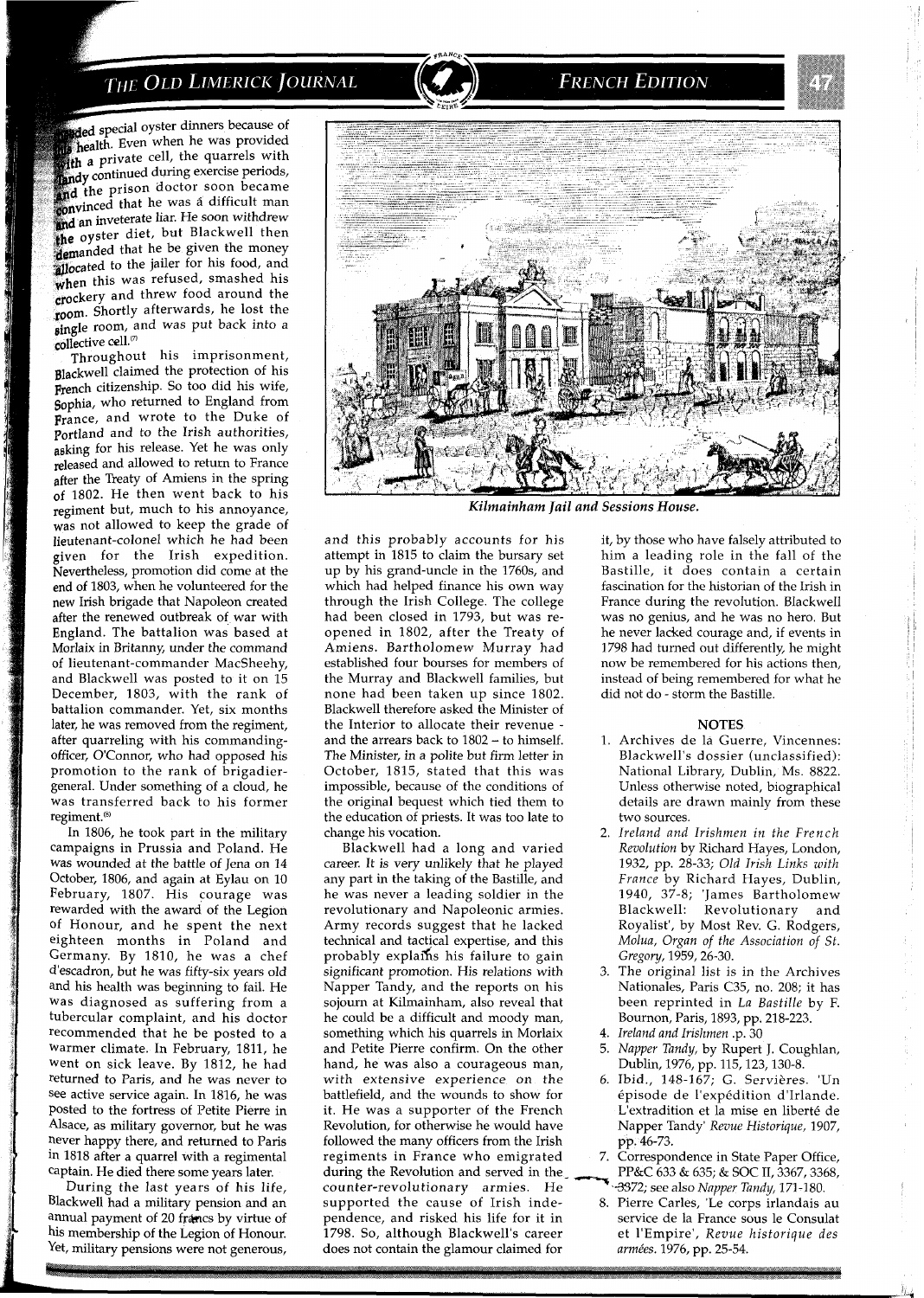demanded special oyster dinners because of his health. Even when he was provided with a private cell, the quarrels with Tandy continued during exercise periods, and the prison doctor soon became convinced that he was a difficult man and an inveterate liar. He soon withdrew the oyster diet, but Blackwell then demanded that he be given the money allocated to the jailer for his food, and when this was refused, smashed his crockery and threw food around the room. Shortly afterwards, he lost the single room, and was put back into a collective cell.[7]

Throughout his imprisonment, Blackwell claimed the protection of his French citizenship. So too did his wife, Sophia, who returned to England from France, and wrote to the Duke of Portland and to the Irish authorities, asking for his release. Yet he was only released and allowed to return to France after the Treaty of Amiens in the spring of 1802. He then went back to his regiment but, much to his annoyance, was not allowed to keep the grade of lieutenant-colonel which he had been given for the Irish expedition. Nevertheless, promotion did come at the end of 1803, when he volunteered for the new Irish brigade that Napoleon created after the renewed outbreak of war with England. The battalion was based at Morlaix in Britanny, under the command of lieutenant-commander MacSheehy, and Blackwell was posted to it on 15 December, 1803, with the rank of battalion commander. Yet, six months later, he was removed from the regiment, after quarreling with his commanding-officer, O'Connor, who had opposed his promotion to the rank of brigadier-general. Under something of a cloud, he was transferred back to his former regiment.[8]

In 1806, he took part in the military campaigns in Prussia and Poland. He was wounded at the battle of Jena on 14 October, 1806, and again at Eylau on 10 February, 1807. His courage was rewarded with the award of the Legion of Honour, and he spent the next eighteen months in Poland and Germany. By 1810, he was a chef d'escadron, but he was fifty-six years old and his health was beginning to fail. He was diagnosed as suffering from a tubercular complaint, and his doctor recommended that he be posted to a warmer climate. In February, 1811, he went on sick leave. By 1812, he had returned to Paris, and he was never to see active service again. In 1816, he was posted to the fortress of Petite Pierre in Alsace, as military governor, but he was never happy there, and returned to Paris in 1818 after a quarrel with a regimental captain. He died there some years later.

During the last years of his life, Blackwell had a military pension and an annual payment of 20 francs by virtue of his membership of the Legion of Honour. Yet, military pensions were not generous,

*Kilmainham Jail and Sessions House.*

and this probably accounts for his attempt in 1815 to claim the bursary set up by his grand-uncle in the 1760s, and which had helped finance his own way through the Irish College. The college had been closed in 1793, but was re-opened in 1802, after the Treaty of Amiens. Bartholomew Murray had established four bourses for members of the Murray and Blackwell families, but none had been taken up since 1802. Blackwell therefore asked the Minister of the Interior to allocate their revenue - and the arrears back to 1802 – to himself. The Minister, in a polite but firm letter in October, 1815, stated that this was impossible, because of the conditions of the original bequest which tied them to the education of priests. It was too late to change his vocation.

Blackwell had a long and varied career. It is very unlikely that he played any part in the taking of the Bastille, and he was never a leading soldier in the revolutionary and Napoleonic armies. Army records suggest that he lacked technical and tactical expertise, and this probably explains his failure to gain significant promotion. His relations with Napper Tandy, and the reports on his sojourn at Kilmainham, also reveal that he could be a difficult and moody man, something which his quarrels in Morlaix and Petite Pierre confirm. On the other hand, he was also a courageous man, with extensive experience on the battlefield, and the wounds to show for it. He was a supporter of the French Revolution, for otherwise he would have followed the many officers from the Irish regiments in France who emigrated during the Revolution and served in the counter-revolutionary armies. He supported the cause of Irish independence, and risked his life for it in 1798. So, although Blackwell's career does not contain the glamour claimed for it, by those who have falsely attributed to him a leading role in the fall of the Bastille, it does contain a certain fascination for the historian of the Irish in France during the revolution. Blackwell was no genius, and he was no hero. But he never lacked courage and, if events in 1798 had turned out differently, he might now be remembered for his actions then, instead of being remembered for what he did not do - storm the Bastille.

## NOTES

1. Archives de la Guerre, Vincennes: Blackwell's dossier (unclassified): National Library, Dublin, Ms. 8822. Unless otherwise noted, biographical details are drawn mainly from these two sources.
2. *Ireland and Irishmen in the French Revolution* by Richard Hayes, London, 1932, pp. 28-33; *Old Irish Links with France* by Richard Hayes, Dublin, 1940, 37-8; 'James Bartholomew Blackwell: Revolutionary and Royalist', by Most Rev. G. Rodgers, *Molua, Organ of the Association of St. Gregory*, 1959, 26-30.
3. The original list is in the Archives Nationales, Paris C35, no. 208; it has been reprinted in *La Bastille* by F. Bournon, Paris, 1893, pp. 218-223.
4. *Ireland and Irishmen* .p. 30
5. *Napper Tandy*, by Rupert J. Coughlan, Dublin, 1976, pp. 115, 123, 130-8.
6. Ibid., 148-167; G. Servières. 'Un épisode de l'expédition d'Irlande. L'extradition et la mise en liberté de Napper Tandy' *Revue Historique*, 1907, pp. 46-73.
7. Correspondence in State Paper Office, PP&C 633 & 635; & SOC II, 3367, 3368, 3372; see also *Napper Tandy*, 171-180.
8. Pierre Carles, 'Le corps irlandais au service de la France sous le Consulat et l'Empire', *Revue historique des armées*. 1976, pp. 25-54.